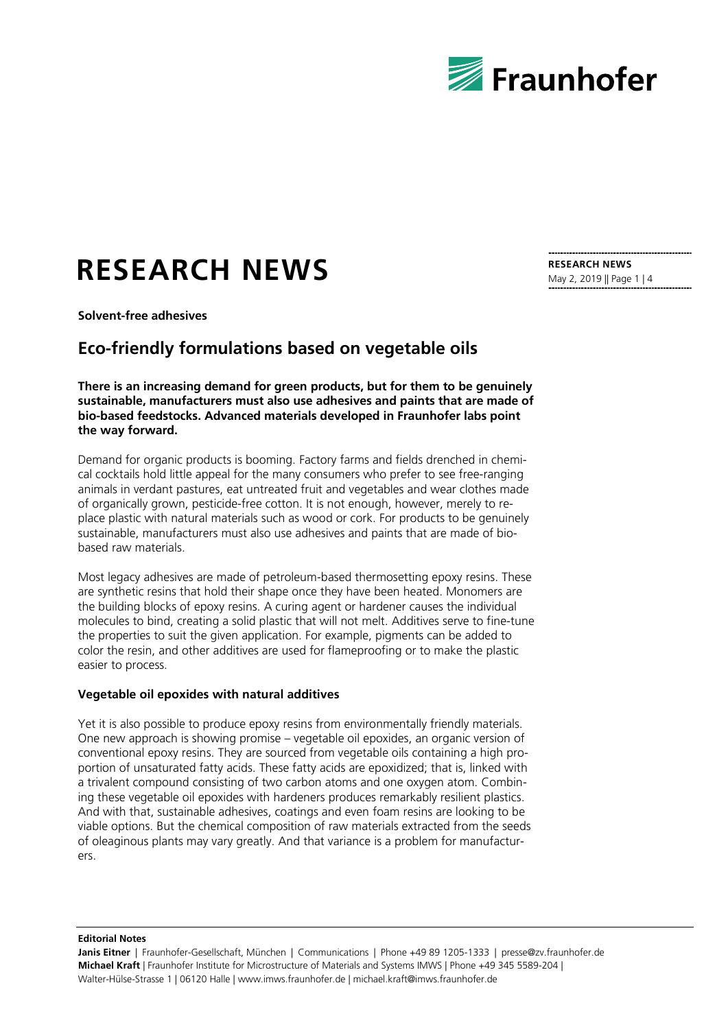# RESEARCH NEWS

**RESEARCH NEWS**
May 2, 2019 || Page 1 | 4

**Solvent-free adhesives**

## Eco-friendly formulations based on vegetable oils

**There is an increasing demand for green products, but for them to be genuinely sustainable, manufacturers must also use adhesives and paints that are made of bio-based feedstocks. Advanced materials developed in Fraunhofer labs point the way forward.**

Demand for organic products is booming. Factory farms and fields drenched in chemical cocktails hold little appeal for the many consumers who prefer to see free-ranging animals in verdant pastures, eat untreated fruit and vegetables and wear clothes made of organically grown, pesticide-free cotton. It is not enough, however, merely to replace plastic with natural materials such as wood or cork. For products to be genuinely sustainable, manufacturers must also use adhesives and paints that are made of bio-based raw materials.

Most legacy adhesives are made of petroleum-based thermosetting epoxy resins. These are synthetic resins that hold their shape once they have been heated. Monomers are the building blocks of epoxy resins. A curing agent or hardener causes the individual molecules to bind, creating a solid plastic that will not melt. Additives serve to fine-tune the properties to suit the given application. For example, pigments can be added to color the resin, and other additives are used for flameproofing or to make the plastic easier to process.

### Vegetable oil epoxides with natural additives

Yet it is also possible to produce epoxy resins from environmentally friendly materials. One new approach is showing promise – vegetable oil epoxides, an organic version of conventional epoxy resins. They are sourced from vegetable oils containing a high proportion of unsaturated fatty acids. These fatty acids are epoxidized; that is, linked with a trivalent compound consisting of two carbon atoms and one oxygen atom. Combining these vegetable oil epoxides with hardeners produces remarkably resilient plastics. And with that, sustainable adhesives, coatings and even foam resins are looking to be viable options. But the chemical composition of raw materials extracted from the seeds of oleaginous plants may vary greatly. And that variance is a problem for manufacturers.

**Editorial Notes**

**Janis Eitner** | Fraunhofer-Gesellschaft, München | Communications | Phone +49 89 1205-1333 | presse@zv.fraunhofer.de
**Michael Kraft** | Fraunhofer Institute for Microstructure of Materials and Systems IMWS | Phone +49 345 5589-204 | Walter-Hülse-Strasse 1 | 06120 Halle | www.imws.fraunhofer.de | michael.kraft@imws.fraunhofer.de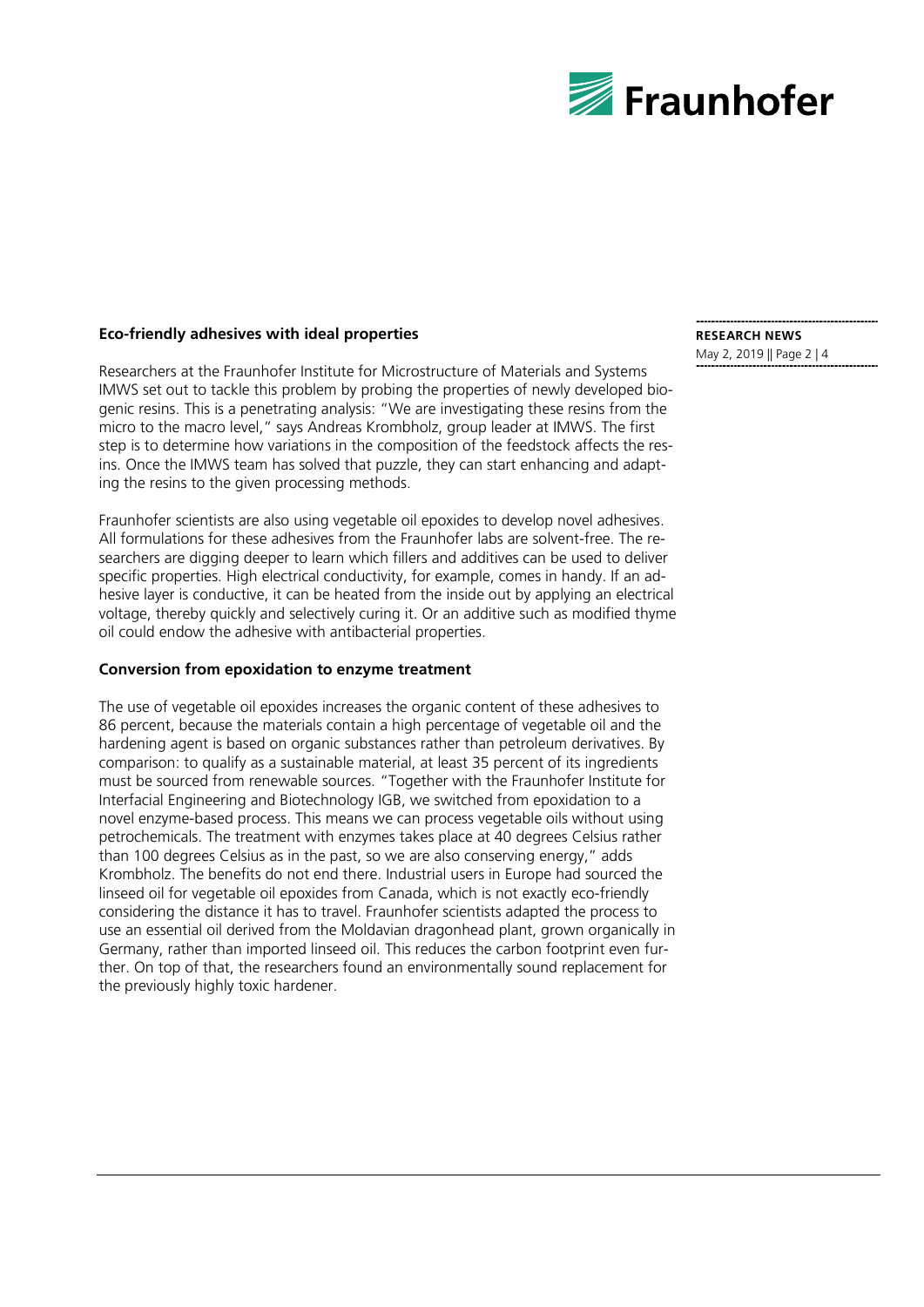**Eco-friendly adhesives with ideal properties**

Researchers at the Fraunhofer Institute for Microstructure of Materials and Systems IMWS set out to tackle this problem by probing the properties of newly developed biogenic resins. This is a penetrating analysis: "We are investigating these resins from the micro to the macro level," says Andreas Krombholz, group leader at IMWS. The first step is to determine how variations in the composition of the feedstock affects the resins. Once the IMWS team has solved that puzzle, they can start enhancing and adapting the resins to the given processing methods.

Fraunhofer scientists are also using vegetable oil epoxides to develop novel adhesives. All formulations for these adhesives from the Fraunhofer labs are solvent-free. The researchers are digging deeper to learn which fillers and additives can be used to deliver specific properties. High electrical conductivity, for example, comes in handy. If an adhesive layer is conductive, it can be heated from the inside out by applying an electrical voltage, thereby quickly and selectively curing it. Or an additive such as modified thyme oil could endow the adhesive with antibacterial properties.

**Conversion from epoxidation to enzyme treatment**

The use of vegetable oil epoxides increases the organic content of these adhesives to 86 percent, because the materials contain a high percentage of vegetable oil and the hardening agent is based on organic substances rather than petroleum derivatives. By comparison: to qualify as a sustainable material, at least 35 percent of its ingredients must be sourced from renewable sources. "Together with the Fraunhofer Institute for Interfacial Engineering and Biotechnology IGB, we switched from epoxidation to a novel enzyme-based process. This means we can process vegetable oils without using petrochemicals. The treatment with enzymes takes place at 40 degrees Celsius rather than 100 degrees Celsius as in the past, so we are also conserving energy," adds Krombholz. The benefits do not end there. Industrial users in Europe had sourced the linseed oil for vegetable oil epoxides from Canada, which is not exactly eco-friendly considering the distance it has to travel. Fraunhofer scientists adapted the process to use an essential oil derived from the Moldavian dragonhead plant, grown organically in Germany, rather than imported linseed oil. This reduces the carbon footprint even further. On top of that, the researchers found an environmentally sound replacement for the previously highly toxic hardener.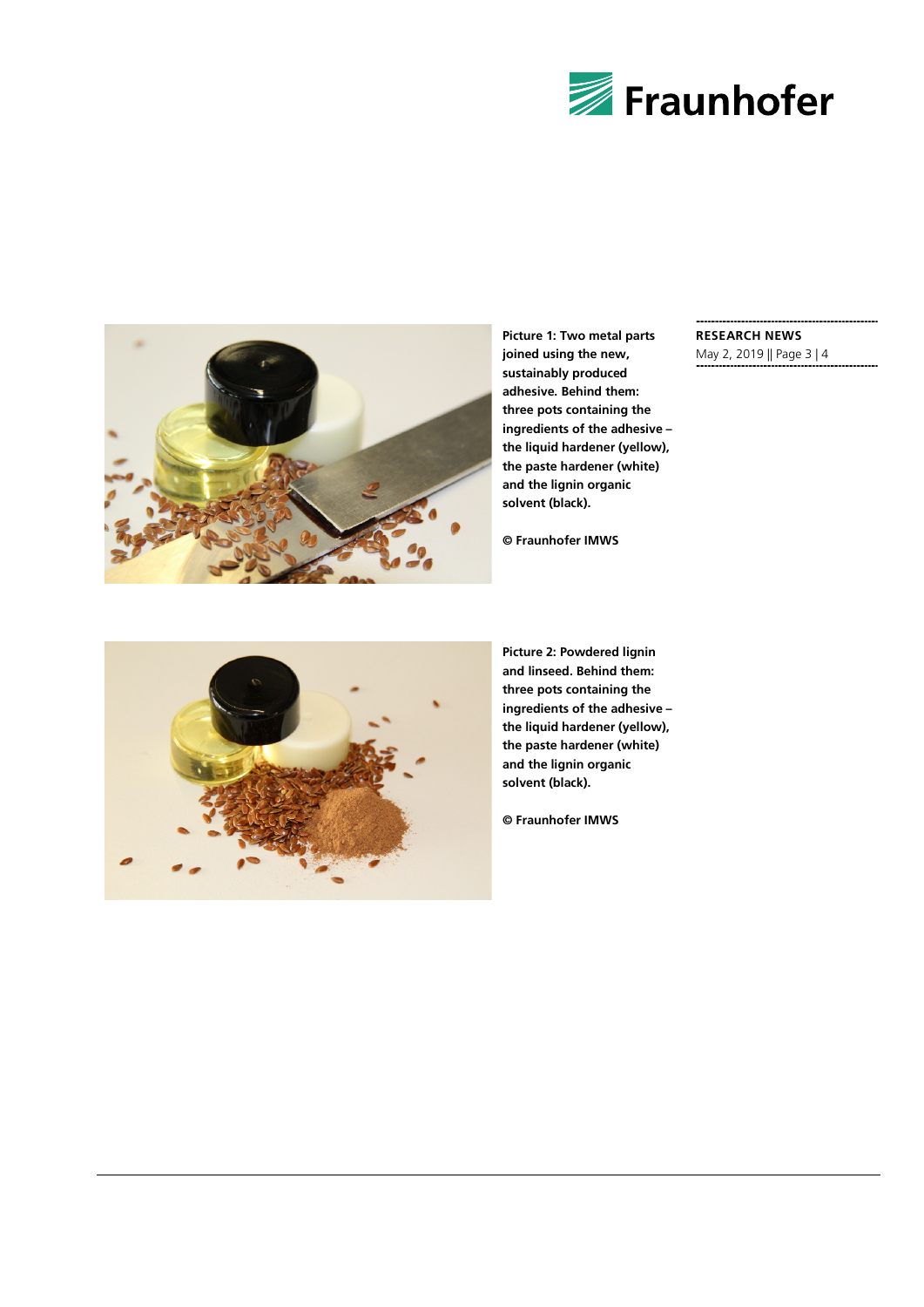Picture 1: Two metal parts joined using the new, sustainably produced adhesive. Behind them: three pots containing the ingredients of the adhesive – the liquid hardener (yellow), the paste hardener (white) and the lignin organic solvent (black).

© Fraunhofer IMWS

Picture 2: Powdered lignin and linseed. Behind them: three pots containing the ingredients of the adhesive – the liquid hardener (yellow), the paste hardener (white) and the lignin organic solvent (black).

© Fraunhofer IMWS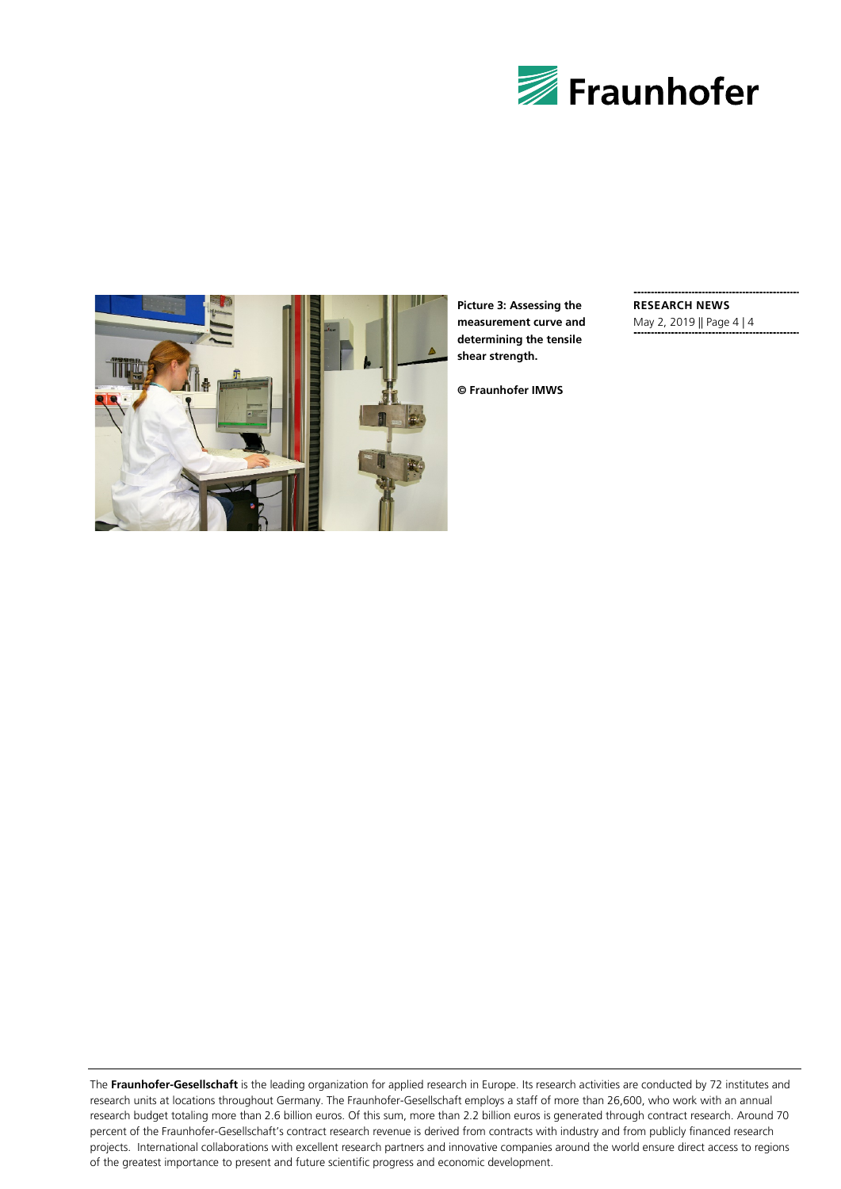**Picture 3: Assessing the measurement curve and determining the tensile shear strength.**

**© Fraunhofer IMWS**

**RESEARCH NEWS**
May 2, 2019 || Page 4 | 4

The **Fraunhofer-Gesellschaft** is the leading organization for applied research in Europe. Its research activities are conducted by 72 institutes and research units at locations throughout Germany. The Fraunhofer-Gesellschaft employs a staff of more than 26,600, who work with an annual research budget totaling more than 2.6 billion euros. Of this sum, more than 2.2 billion euros is generated through contract research. Around 70 percent of the Fraunhofer-Gesellschaft's contract research revenue is derived from contracts with industry and from publicly financed research projects. International collaborations with excellent research partners and innovative companies around the world ensure direct access to regions of the greatest importance to present and future scientific progress and economic development.